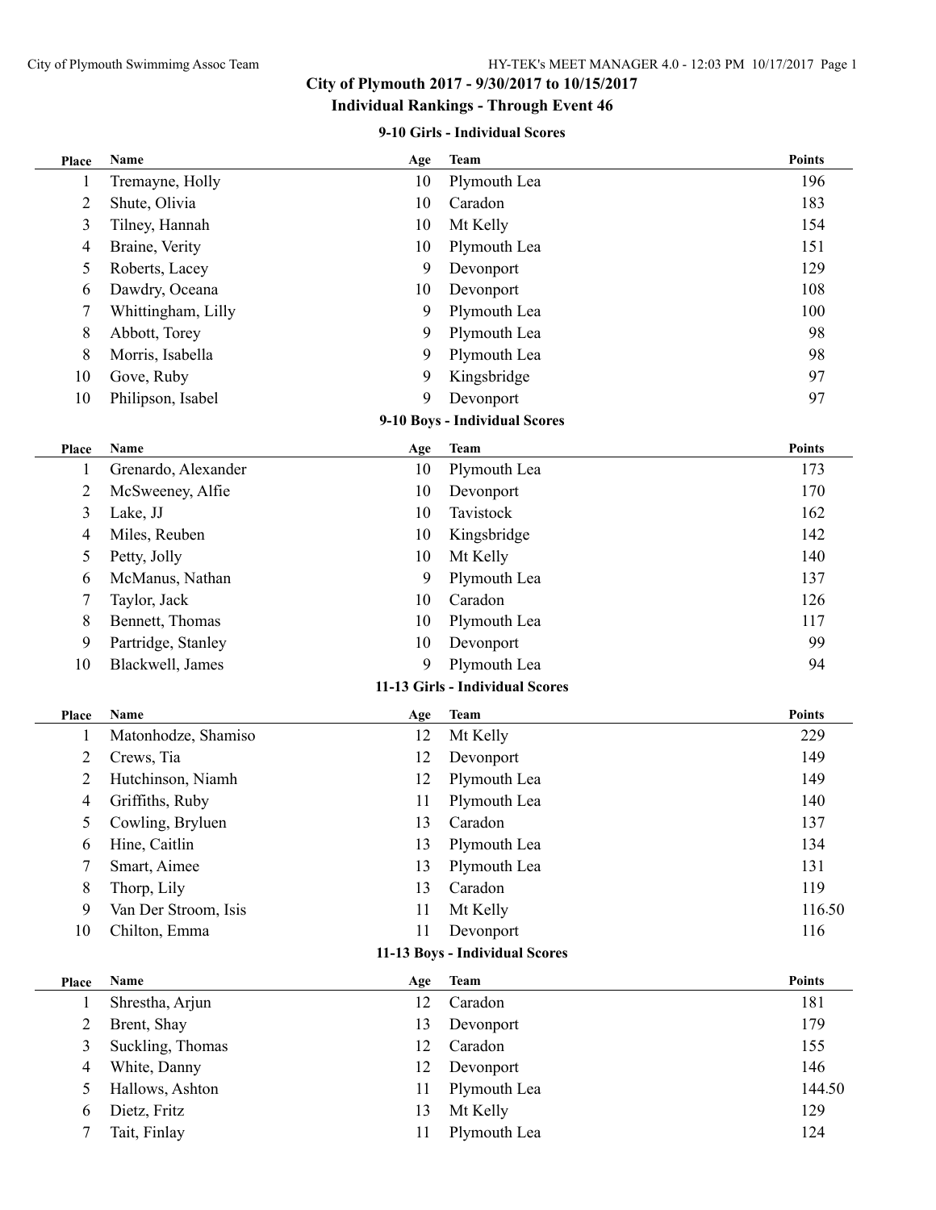# City of Plymouth 2017 - 9/30/2017 to 10/15/2017

## Individual Rankings - Through Event 46

### 9-10 Girls - Individual Scores

| Place | Name | Age | Team | Points |
|---|---|---|---|---|
| 1 | Tremayne, Holly | 10 | Plymouth Lea | 196 |
| 2 | Shute, Olivia | 10 | Caradon | 183 |
| 3 | Tilney, Hannah | 10 | Mt Kelly | 154 |
| 4 | Braine, Verity | 10 | Plymouth Lea | 151 |
| 5 | Roberts, Lacey | 9 | Devonport | 129 |
| 6 | Dawdry, Oceana | 10 | Devonport | 108 |
| 7 | Whittingham, Lilly | 9 | Plymouth Lea | 100 |
| 8 | Abbott, Torey | 9 | Plymouth Lea | 98 |
| 8 | Morris, Isabella | 9 | Plymouth Lea | 98 |
| 10 | Gove, Ruby | 9 | Kingsbridge | 97 |
| 10 | Philipson, Isabel | 9 | Devonport | 97 |

### 9-10 Boys - Individual Scores

| Place | Name | Age | Team | Points |
|---|---|---|---|---|
| 1 | Grenardo, Alexander | 10 | Plymouth Lea | 173 |
| 2 | McSweeney, Alfie | 10 | Devonport | 170 |
| 3 | Lake, JJ | 10 | Tavistock | 162 |
| 4 | Miles, Reuben | 10 | Kingsbridge | 142 |
| 5 | Petty, Jolly | 10 | Mt Kelly | 140 |
| 6 | McManus, Nathan | 9 | Plymouth Lea | 137 |
| 7 | Taylor, Jack | 10 | Caradon | 126 |
| 8 | Bennett, Thomas | 10 | Plymouth Lea | 117 |
| 9 | Partridge, Stanley | 10 | Devonport | 99 |
| 10 | Blackwell, James | 9 | Plymouth Lea | 94 |

### 11-13 Girls - Individual Scores

| Place | Name | Age | Team | Points |
|---|---|---|---|---|
| 1 | Matonhodze, Shamiso | 12 | Mt Kelly | 229 |
| 2 | Crews, Tia | 12 | Devonport | 149 |
| 2 | Hutchinson, Niamh | 12 | Plymouth Lea | 149 |
| 4 | Griffiths, Ruby | 11 | Plymouth Lea | 140 |
| 5 | Cowling, Bryluen | 13 | Caradon | 137 |
| 6 | Hine, Caitlin | 13 | Plymouth Lea | 134 |
| 7 | Smart, Aimee | 13 | Plymouth Lea | 131 |
| 8 | Thorp, Lily | 13 | Caradon | 119 |
| 9 | Van Der Stroom, Isis | 11 | Mt Kelly | 116.50 |
| 10 | Chilton, Emma | 11 | Devonport | 116 |

### 11-13 Boys - Individual Scores

| Place | Name | Age | Team | Points |
|---|---|---|---|---|
| 1 | Shrestha, Arjun | 12 | Caradon | 181 |
| 2 | Brent, Shay | 13 | Devonport | 179 |
| 3 | Suckling, Thomas | 12 | Caradon | 155 |
| 4 | White, Danny | 12 | Devonport | 146 |
| 5 | Hallows, Ashton | 11 | Plymouth Lea | 144.50 |
| 6 | Dietz, Fritz | 13 | Mt Kelly | 129 |
| 7 | Tait, Finlay | 11 | Plymouth Lea | 124 |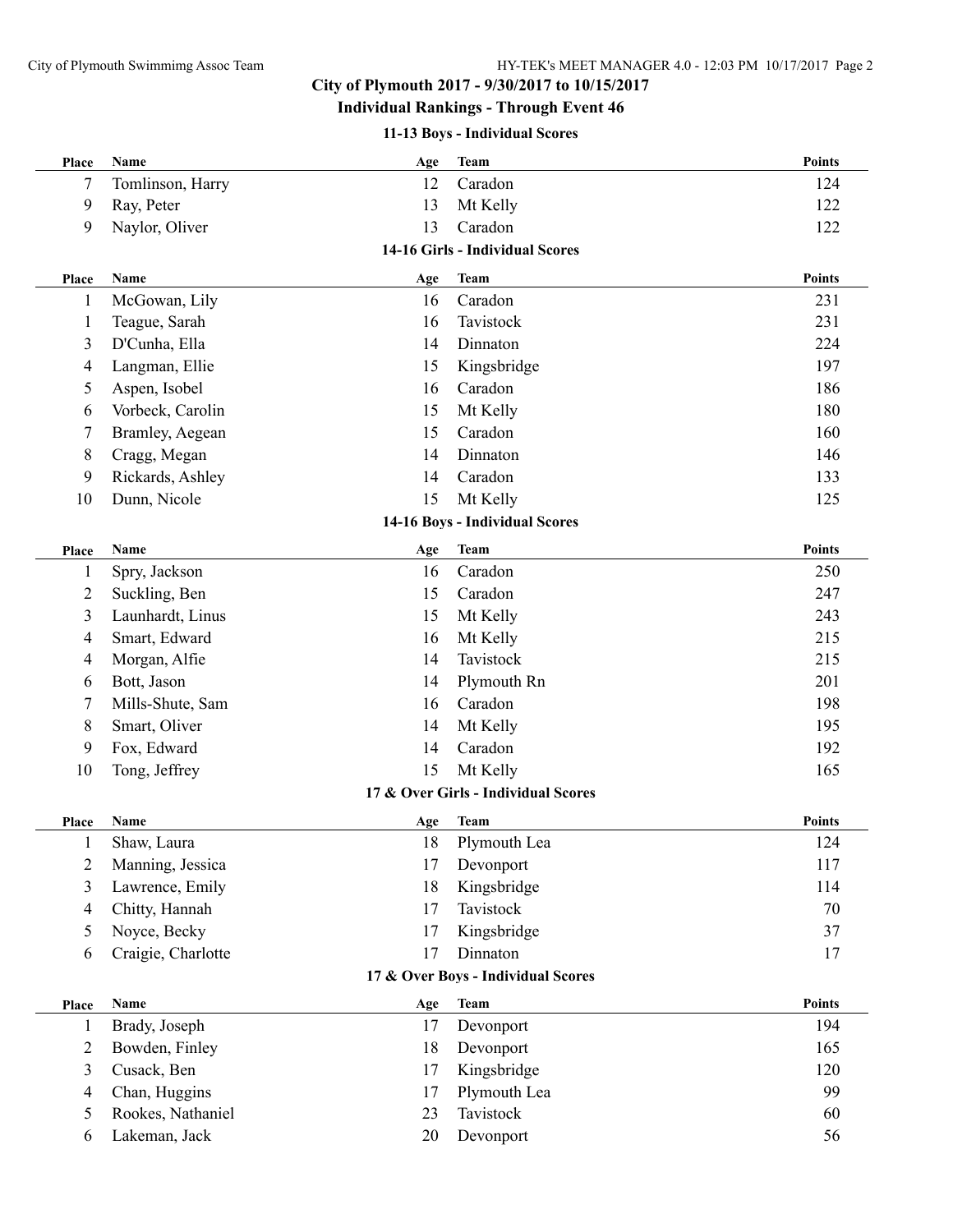## City of Plymouth 2017 - 9/30/2017 to 10/15/2017

### Individual Rankings - Through Event 46

#### 11-13 Boys - Individual Scores

| Place | Name | Age | Team | Points |
|---|---|---|---|---|
| 7 | Tomlinson, Harry | 12 | Caradon | 124 |
| 9 | Ray, Peter | 13 | Mt Kelly | 122 |
| 9 | Naylor, Oliver | 13 | Caradon | 122 |

#### 14-16 Girls - Individual Scores

| Place | Name | Age | Team | Points |
|---|---|---|---|---|
| 1 | McGowan, Lily | 16 | Caradon | 231 |
| 1 | Teague, Sarah | 16 | Tavistock | 231 |
| 3 | D'Cunha, Ella | 14 | Dinnaton | 224 |
| 4 | Langman, Ellie | 15 | Kingsbridge | 197 |
| 5 | Aspen, Isobel | 16 | Caradon | 186 |
| 6 | Vorbeck, Carolin | 15 | Mt Kelly | 180 |
| 7 | Bramley, Aegean | 15 | Caradon | 160 |
| 8 | Cragg, Megan | 14 | Dinnaton | 146 |
| 9 | Rickards, Ashley | 14 | Caradon | 133 |
| 10 | Dunn, Nicole | 15 | Mt Kelly | 125 |

#### 14-16 Boys - Individual Scores

| Place | Name | Age | Team | Points |
|---|---|---|---|---|
| 1 | Spry, Jackson | 16 | Caradon | 250 |
| 2 | Suckling, Ben | 15 | Caradon | 247 |
| 3 | Launhardt, Linus | 15 | Mt Kelly | 243 |
| 4 | Smart, Edward | 16 | Mt Kelly | 215 |
| 4 | Morgan, Alfie | 14 | Tavistock | 215 |
| 6 | Bott, Jason | 14 | Plymouth Rn | 201 |
| 7 | Mills-Shute, Sam | 16 | Caradon | 198 |
| 8 | Smart, Oliver | 14 | Mt Kelly | 195 |
| 9 | Fox, Edward | 14 | Caradon | 192 |
| 10 | Tong, Jeffrey | 15 | Mt Kelly | 165 |

#### 17 & Over Girls - Individual Scores

| Place | Name | Age | Team | Points |
|---|---|---|---|---|
| 1 | Shaw, Laura | 18 | Plymouth Lea | 124 |
| 2 | Manning, Jessica | 17 | Devonport | 117 |
| 3 | Lawrence, Emily | 18 | Kingsbridge | 114 |
| 4 | Chitty, Hannah | 17 | Tavistock | 70 |
| 5 | Noyce, Becky | 17 | Kingsbridge | 37 |
| 6 | Craigie, Charlotte | 17 | Dinnaton | 17 |

#### 17 & Over Boys - Individual Scores

| Place | Name | Age | Team | Points |
|---|---|---|---|---|
| 1 | Brady, Joseph | 17 | Devonport | 194 |
| 2 | Bowden, Finley | 18 | Devonport | 165 |
| 3 | Cusack, Ben | 17 | Kingsbridge | 120 |
| 4 | Chan, Huggins | 17 | Plymouth Lea | 99 |
| 5 | Rookes, Nathaniel | 23 | Tavistock | 60 |
| 6 | Lakeman, Jack | 20 | Devonport | 56 |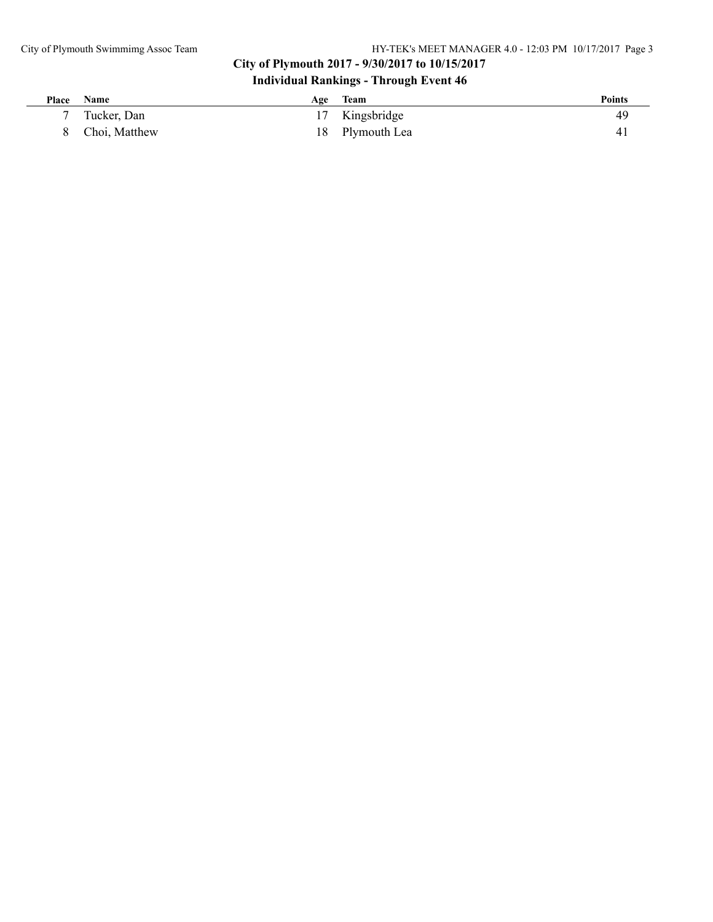| Place | Name | Age | Team | Points |
|---|---|---|---|---|
| 7 | Tucker, Dan | 17 | Kingsbridge | 49 |
| 8 | Choi, Matthew | 18 | Plymouth Lea | 41 |